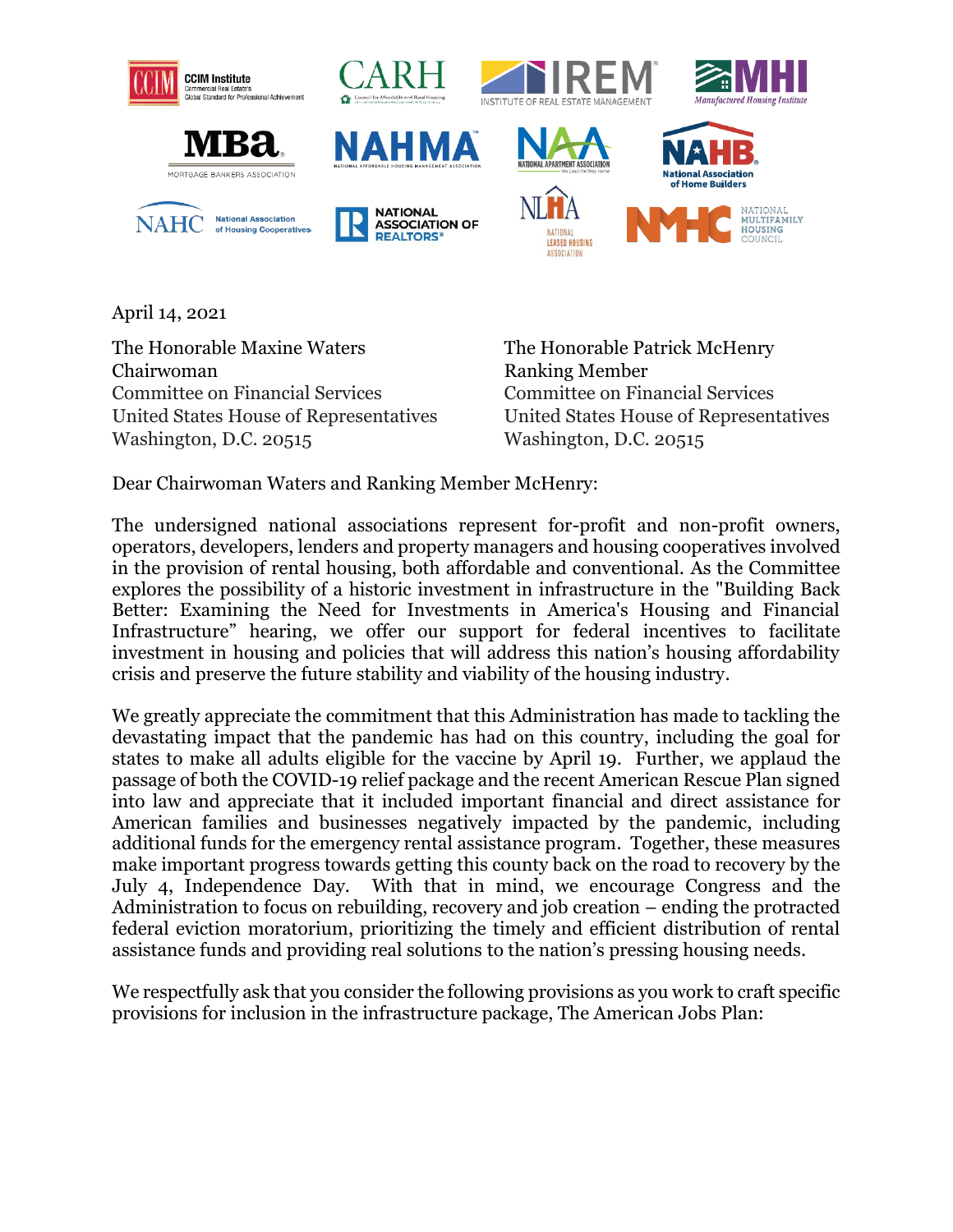April 14, 2021

The Honorable Maxine Waters
Chairwoman
Committee on Financial Services
United States House of Representatives
Washington, D.C. 20515

The Honorable Patrick McHenry
Ranking Member
Committee on Financial Services
United States House of Representatives
Washington, D.C. 20515

Dear Chairwoman Waters and Ranking Member McHenry:

The undersigned national associations represent for-profit and non-profit owners, operators, developers, lenders and property managers and housing cooperatives involved in the provision of rental housing, both affordable and conventional. As the Committee explores the possibility of a historic investment in infrastructure in the "Building Back Better: Examining the Need for Investments in America's Housing and Financial Infrastructure" hearing, we offer our support for federal incentives to facilitate investment in housing and policies that will address this nation's housing affordability crisis and preserve the future stability and viability of the housing industry.

We greatly appreciate the commitment that this Administration has made to tackling the devastating impact that the pandemic has had on this country, including the goal for states to make all adults eligible for the vaccine by April 19. Further, we applaud the passage of both the COVID-19 relief package and the recent American Rescue Plan signed into law and appreciate that it included important financial and direct assistance for American families and businesses negatively impacted by the pandemic, including additional funds for the emergency rental assistance program. Together, these measures make important progress towards getting this county back on the road to recovery by the July 4, Independence Day. With that in mind, we encourage Congress and the Administration to focus on rebuilding, recovery and job creation – ending the protracted federal eviction moratorium, prioritizing the timely and efficient distribution of rental assistance funds and providing real solutions to the nation's pressing housing needs.

We respectfully ask that you consider the following provisions as you work to craft specific provisions for inclusion in the infrastructure package, The American Jobs Plan: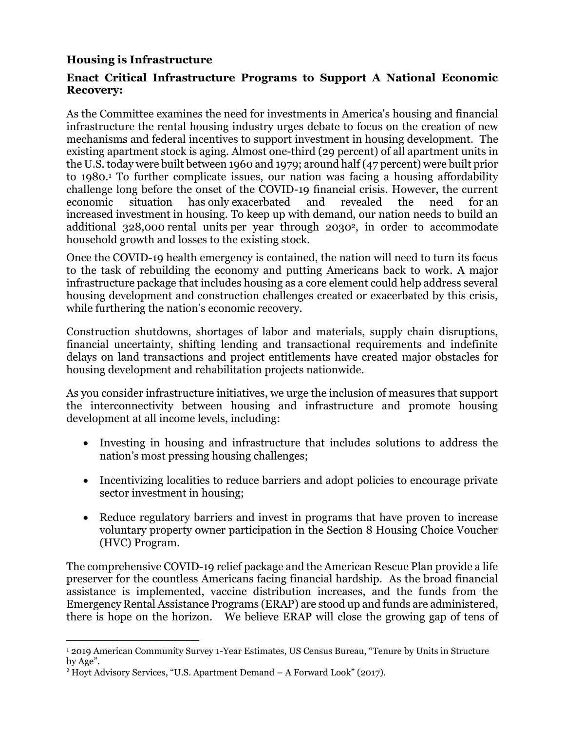**Housing is Infrastructure**

**Enact Critical Infrastructure Programs to Support A National Economic Recovery:**

As the Committee examines the need for investments in America's housing and financial infrastructure the rental housing industry urges debate to focus on the creation of new mechanisms and federal incentives to support investment in housing development. The existing apartment stock is aging. Almost one-third (29 percent) of all apartment units in the U.S. today were built between 1960 and 1979; around half (47 percent) were built prior to 1980.[1] To further complicate issues, our nation was facing a housing affordability challenge long before the onset of the COVID-19 financial crisis. However, the current economic situation has only exacerbated and revealed the need for an increased investment in housing. To keep up with demand, our nation needs to build an additional 328,000 rental units per year through 2030[2], in order to accommodate household growth and losses to the existing stock.

Once the COVID-19 health emergency is contained, the nation will need to turn its focus to the task of rebuilding the economy and putting Americans back to work. A major infrastructure package that includes housing as a core element could help address several housing development and construction challenges created or exacerbated by this crisis, while furthering the nation's economic recovery.

Construction shutdowns, shortages of labor and materials, supply chain disruptions, financial uncertainty, shifting lending and transactional requirements and indefinite delays on land transactions and project entitlements have created major obstacles for housing development and rehabilitation projects nationwide.

As you consider infrastructure initiatives, we urge the inclusion of measures that support the interconnectivity between housing and infrastructure and promote housing development at all income levels, including:

- Investing in housing and infrastructure that includes solutions to address the nation's most pressing housing challenges;
- Incentivizing localities to reduce barriers and adopt policies to encourage private sector investment in housing;
- Reduce regulatory barriers and invest in programs that have proven to increase voluntary property owner participation in the Section 8 Housing Choice Voucher (HVC) Program.

The comprehensive COVID-19 relief package and the American Rescue Plan provide a life preserver for the countless Americans facing financial hardship. As the broad financial assistance is implemented, vaccine distribution increases, and the funds from the Emergency Rental Assistance Programs (ERAP) are stood up and funds are administered, there is hope on the horizon. We believe ERAP will close the growing gap of tens of

[1] 2019 American Community Survey 1-Year Estimates, US Census Bureau, "Tenure by Units in Structure by Age".

[2] Hoyt Advisory Services, "U.S. Apartment Demand – A Forward Look" (2017).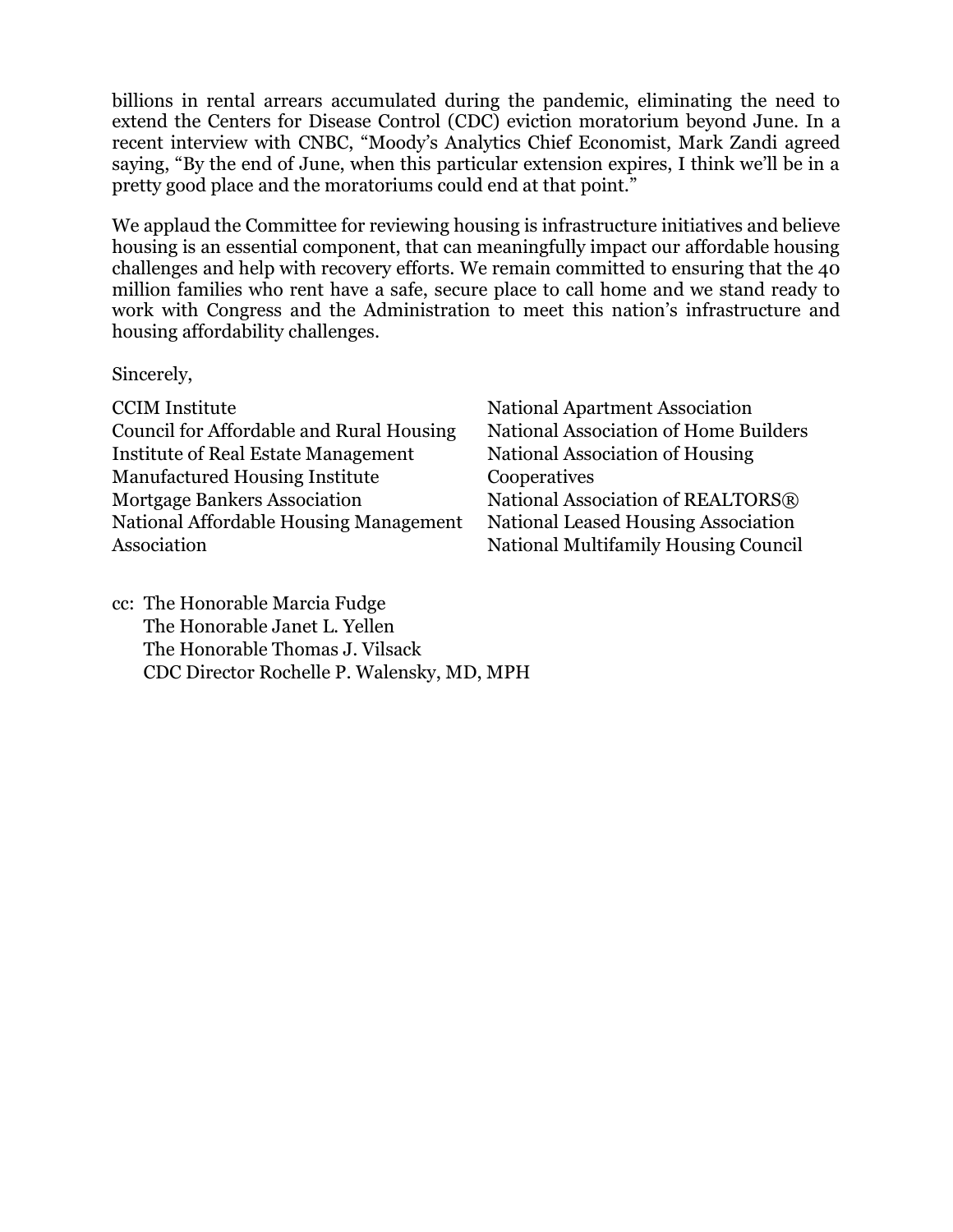billions in rental arrears accumulated during the pandemic, eliminating the need to extend the Centers for Disease Control (CDC) eviction moratorium beyond June. In a recent interview with CNBC, "Moody's Analytics Chief Economist, Mark Zandi agreed saying, "By the end of June, when this particular extension expires, I think we'll be in a pretty good place and the moratoriums could end at that point."

We applaud the Committee for reviewing housing is infrastructure initiatives and believe housing is an essential component, that can meaningfully impact our affordable housing challenges and help with recovery efforts. We remain committed to ensuring that the 40 million families who rent have a safe, secure place to call home and we stand ready to work with Congress and the Administration to meet this nation's infrastructure and housing affordability challenges.

Sincerely,

CCIM Institute
Council for Affordable and Rural Housing
Institute of Real Estate Management
Manufactured Housing Institute
Mortgage Bankers Association
National Affordable Housing Management Association
National Apartment Association
National Association of Home Builders
National Association of Housing Cooperatives
National Association of REALTORS®
National Leased Housing Association
National Multifamily Housing Council

cc: The Honorable Marcia Fudge
The Honorable Janet L. Yellen
The Honorable Thomas J. Vilsack
CDC Director Rochelle P. Walensky, MD, MPH